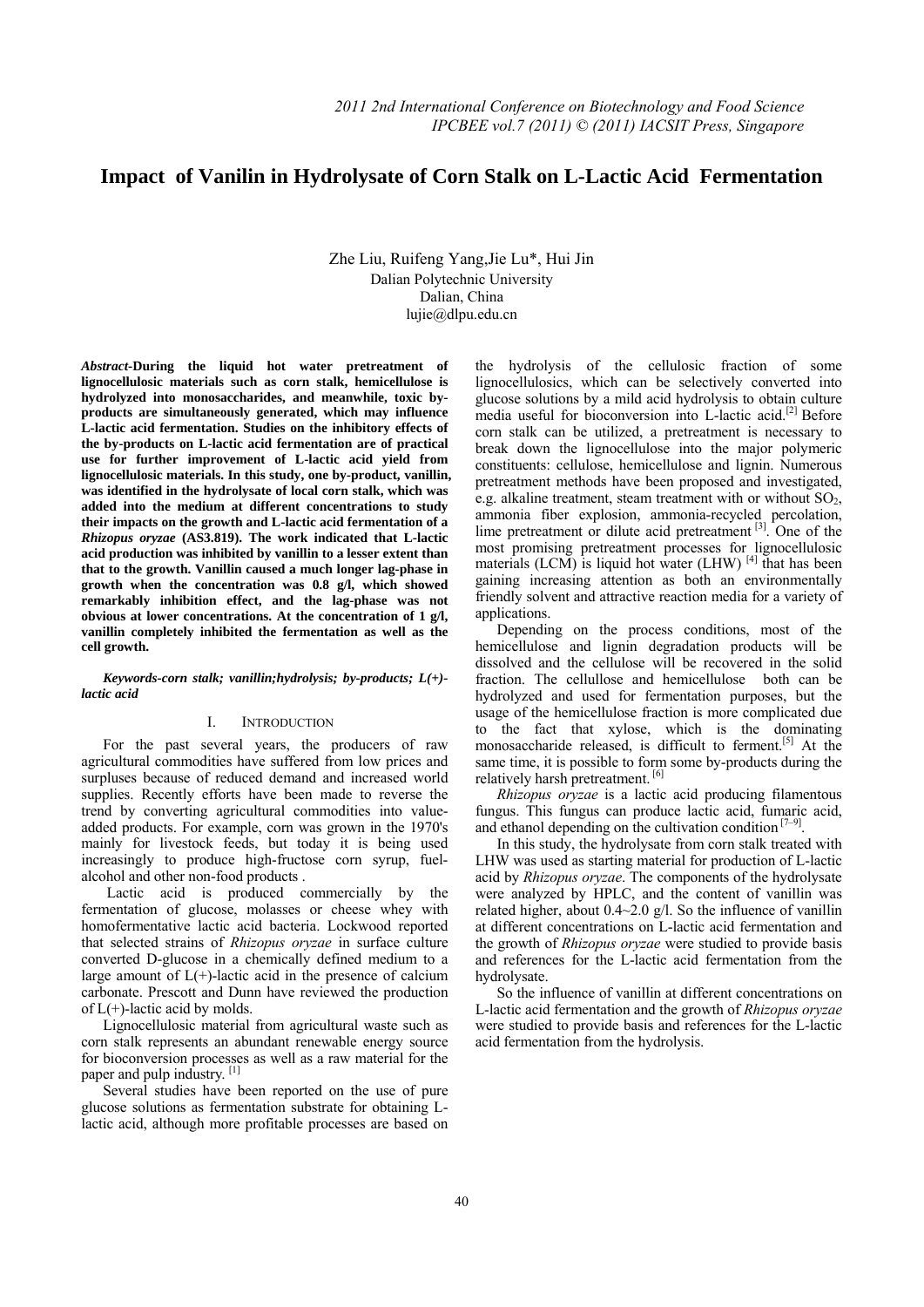# Impact of Vanilin in Hydrolysate of Corn Stalk on L-Lactic Acid Fermentation

Zhe Liu, Ruifeng Yang,Jie Lu*, Hui Jin
Dalian Polytechnic University
Dalian, China
lujie@dlpu.edu.cn

***Abstract*-During the liquid hot water pretreatment of lignocellulosic materials such as corn stalk, hemicellulose is hydrolyzed into monosaccharides, and meanwhile, toxic by-products are simultaneously generated, which may influence L-lactic acid fermentation. Studies on the inhibitory effects of the by-products on L-lactic acid fermentation are of practical use for further improvement of L-lactic acid yield from lignocellulosic materials. In this study, one by-product, vanillin, was identified in the hydrolysate of local corn stalk, which was added into the medium at different concentrations to study their impacts on the growth and L-lactic acid fermentation of a *Rhizopus oryzae* (AS3.819). The work indicated that L-lactic acid production was inhibited by vanillin to a lesser extent than that to the growth. Vanillin caused a much longer lag-phase in growth when the concentration was 0.8 g/l, which showed remarkably inhibition effect, and the lag-phase was not obvious at lower concentrations. At the concentration of 1 g/l, vanillin completely inhibited the fermentation as well as the cell growth.**

***Keywords-corn stalk; vanillin;hydrolysis; by-products; L(+)-lactic acid***

## I. Introduction

For the past several years, the producers of raw agricultural commodities have suffered from low prices and surpluses because of reduced demand and increased world supplies. Recently efforts have been made to reverse the trend by converting agricultural commodities into value-added products. For example, corn was grown in the 1970's mainly for livestock feeds, but today it is being used increasingly to produce high-fructose corn syrup, fuel-alcohol and other non-food products .

Lactic acid is produced commercially by the fermentation of glucose, molasses or cheese whey with homofermentative lactic acid bacteria. Lockwood reported that selected strains of *Rhizopus oryzae* in surface culture converted D-glucose in a chemically defined medium to a large amount of L(+)-lactic acid in the presence of calcium carbonate. Prescott and Dunn have reviewed the production of L(+)-lactic acid by molds.

Lignocellulosic material from agricultural waste such as corn stalk represents an abundant renewable energy source for bioconversion processes as well as a raw material for the paper and pulp industry. [1]

Several studies have been reported on the use of pure glucose solutions as fermentation substrate for obtaining L-lactic acid, although more profitable processes are based on the hydrolysis of the cellulosic fraction of some lignocellulosics, which can be selectively converted into glucose solutions by a mild acid hydrolysis to obtain culture media useful for bioconversion into L-lactic acid.[2] Before corn stalk can be utilized, a pretreatment is necessary to break down the lignocellulose into the major polymeric constituents: cellulose, hemicellulose and lignin. Numerous pretreatment methods have been proposed and investigated, e.g. alkaline treatment, steam treatment with or without $SO_2$, ammonia fiber explosion, ammonia-recycled percolation, lime pretreatment or dilute acid pretreatment [3]. One of the most promising pretreatment processes for lignocellulosic materials (LCM) is liquid hot water (LHW) [4] that has been gaining increasing attention as both an environmentally friendly solvent and attractive reaction media for a variety of applications.

Depending on the process conditions, most of the hemicellulose and lignin degradation products will be dissolved and the cellulose will be recovered in the solid fraction. The celllulose and hemicellulose both can be hydrolyzed and used for fermentation purposes, but the usage of the hemicellulose fraction is more complicated due to the fact that xylose, which is the dominating monosaccharide released, is difficult to ferment.[5] At the same time, it is possible to form some by-products during the relatively harsh pretreatment. [6]

*Rhizopus oryzae* is a lactic acid producing filamentous fungus. This fungus can produce lactic acid, fumaric acid, and ethanol depending on the cultivation condition [7–9].

In this study, the hydrolysate from corn stalk treated with LHW was used as starting material for production of L-lactic acid by *Rhizopus oryzae*. The components of the hydrolysate were analyzed by HPLC, and the content of vanillin was related higher, about 0.4~2.0 g/l. So the influence of vanillin at different concentrations on L-lactic acid fermentation and the growth of *Rhizopus oryzae* were studied to provide basis and references for the L-lactic acid fermentation from the hydrolysate.

So the influence of vanillin at different concentrations on L-lactic acid fermentation and the growth of *Rhizopus oryzae* were studied to provide basis and references for the L-lactic acid fermentation from the hydrolysis.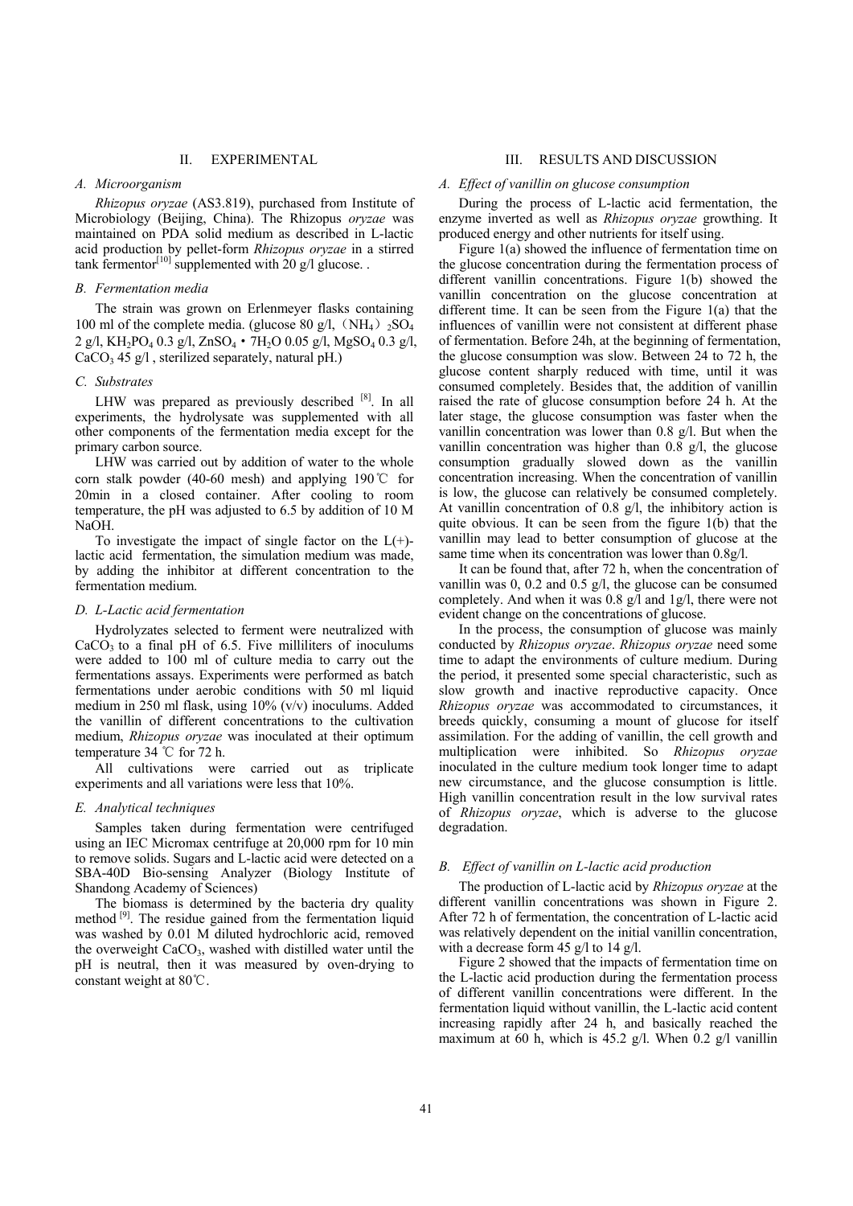## II. EXPERIMENTAL

### A. Microorganism

*Rhizopus oryzae* (AS3.819), purchased from Institute of Microbiology (Beijing, China). The Rhizopus *oryzae* was maintained on PDA solid medium as described in L-lactic acid production by pellet-form *Rhizopus oryzae* in a stirred tank fermentor[10] supplemented with 20 g/l glucose. .

### B. Fermentation media

The strain was grown on Erlenmeyer flasks containing 100 ml of the complete media. (glucose 80 g/l, $(NH_4)_2SO_4$ 2 g/l, $KH_2PO_4$ 0.3 g/l, $ZnSO_4 \cdot 7H_2O$ 0.05 g/l, $MgSO_4$ 0.3 g/l, $CaCO_3$ 45 g/l , sterilized separately, natural pH.)

### C. Substrates

LHW was prepared as previously described [8]. In all experiments, the hydrolysate was supplemented with all other components of the fermentation media except for the primary carbon source.

LHW was carried out by addition of water to the whole corn stalk powder (40-60 mesh) and applying 190℃ for 20min in a closed container. After cooling to room temperature, the pH was adjusted to 6.5 by addition of 10 M NaOH.

To investigate the impact of single factor on the L(+)-lactic acid fermentation, the simulation medium was made, by adding the inhibitor at different concentration to the fermentation medium.

### D. L-Lactic acid fermentation

Hydrolyzates selected to ferment were neutralized with $CaCO_3$ to a final pH of 6.5. Five milliliters of inoculums were added to 100 ml of culture media to carry out the fermentations assays. Experiments were performed as batch fermentations under aerobic conditions with 50 ml liquid medium in 250 ml flask, using 10% (v/v) inoculums. Added the vanillin of different concentrations to the cultivation medium, *Rhizopus oryzae* was inoculated at their optimum temperature 34 ℃ for 72 h.

All cultivations were carried out as triplicate experiments and all variations were less that 10%.

### E. Analytical techniques

Samples taken during fermentation were centrifuged using an IEC Micromax centrifuge at 20,000 rpm for 10 min to remove solids. Sugars and L-lactic acid were detected on a SBA-40D Bio-sensing Analyzer (Biology Institute of Shandong Academy of Sciences)

The biomass is determined by the bacteria dry quality method [9]. The residue gained from the fermentation liquid was washed by 0.01 M diluted hydrochloric acid, removed the overweight $CaCO_3$, washed with distilled water until the pH is neutral, then it was measured by oven-drying to constant weight at 80℃.

## III. RESULTS AND DISCUSSION

### A. Effect of vanillin on glucose consumption

During the process of L-lactic acid fermentation, the enzyme inverted as well as *Rhizopus oryzae* growthing. It produced energy and other nutrients for itself using.

Figure 1(a) showed the influence of fermentation time on the glucose concentration during the fermentation process of different vanillin concentrations. Figure 1(b) showed the vanillin concentration on the glucose concentration at different time. It can be seen from the Figure 1(a) that the influences of vanillin were not consistent at different phase of fermentation. Before 24h, at the beginning of fermentation, the glucose consumption was slow. Between 24 to 72 h, the glucose content sharply reduced with time, until it was consumed completely. Besides that, the addition of vanillin raised the rate of glucose consumption before 24 h. At the later stage, the glucose consumption was faster when the vanillin concentration was lower than 0.8 g/l. But when the vanillin concentration was higher than 0.8 g/l, the glucose consumption gradually slowed down as the vanillin concentration increasing. When the concentration of vanillin is low, the glucose can relatively be consumed completely. At vanillin concentration of 0.8 g/l, the inhibitory action is quite obvious. It can be seen from the figure 1(b) that the vanillin may lead to better consumption of glucose at the same time when its concentration was lower than 0.8g/l.

It can be found that, after 72 h, when the concentration of vanillin was 0, 0.2 and 0.5 g/l, the glucose can be consumed completely. And when it was 0.8 g/l and 1g/l, there were not evident change on the concentrations of glucose.

In the process, the consumption of glucose was mainly conducted by *Rhizopus oryzae*. *Rhizopus oryzae* need some time to adapt the environments of culture medium. During the period, it presented some special characteristic, such as slow growth and inactive reproductive capacity. Once *Rhizopus oryzae* was accommodated to circumstances, it breeds quickly, consuming a mount of glucose for itself assimilation. For the adding of vanillin, the cell growth and multiplication were inhibited. So *Rhizopus oryzae* inoculated in the culture medium took longer time to adapt new circumstance, and the glucose consumption is little. High vanillin concentration result in the low survival rates of *Rhizopus oryzae*, which is adverse to the glucose degradation.

### B. Effect of vanillin on L-lactic acid production

The production of L-lactic acid by *Rhizopus oryzae* at the different vanillin concentrations was shown in Figure 2. After 72 h of fermentation, the concentration of L-lactic acid was relatively dependent on the initial vanillin concentration, with a decrease form 45 g/l to 14 g/l.

Figure 2 showed that the impacts of fermentation time on the L-lactic acid production during the fermentation process of different vanillin concentrations were different. In the fermentation liquid without vanillin, the L-lactic acid content increasing rapidly after 24 h, and basically reached the maximum at 60 h, which is 45.2 g/l. When 0.2 g/l vanillin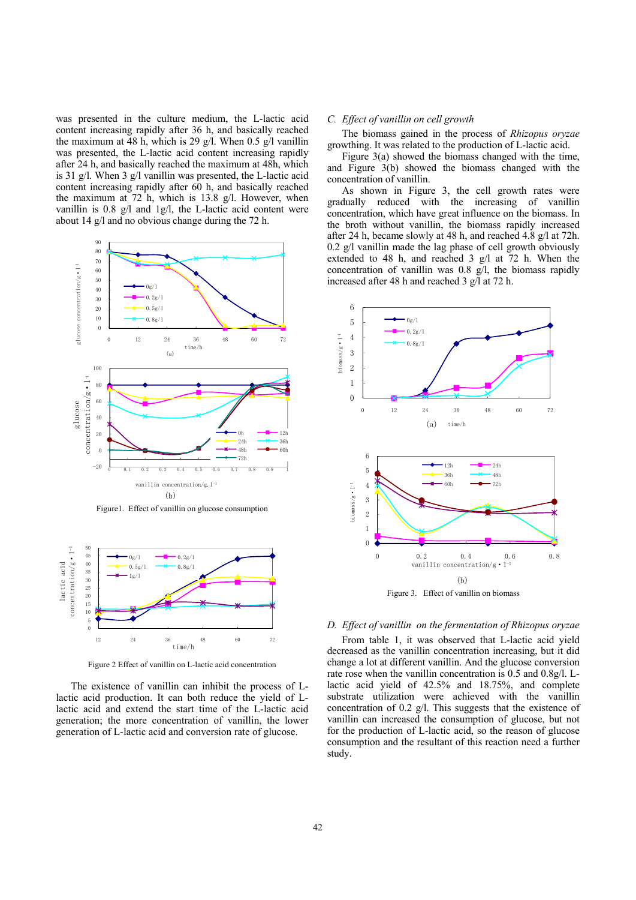was presented in the culture medium, the L-lactic acid content increasing rapidly after 36 h, and basically reached the maximum at 48 h, which is 29 g/l. When 0.5 g/l vanillin was presented, the L-lactic acid content increasing rapidly after 24 h, and basically reached the maximum at 48h, which is 31 g/l. When 3 g/l vanillin was presented, the L-lactic acid content increasing rapidly after 60 h, and basically reached the maximum at 72 h, which is 13.8 g/l. However, when vanillin is 0.8 g/l and 1g/l, the L-lactic acid content were about 14 g/l and no obvious change during the 72 h.

Figure1. Effect of vanillin on glucose consumption

Figure 2 Effect of vanillin on L-lactic acid concentration

The existence of vanillin can inhibit the process of L-lactic acid production. It can both reduce the yield of L-lactic acid and extend the start time of the L-lactic acid generation; the more concentration of vanillin, the lower generation of L-lactic acid and conversion rate of glucose.

### C. *Effect of vanillin on cell growth*

The biomass gained in the process of *Rhizopus oryzae* growthing. It was related to the production of L-lactic acid.

Figure 3(a) showed the biomass changed with the time, and Figure 3(b) showed the biomass changed with the concentration of vanillin.

As shown in Figure 3, the cell growth rates were gradually reduced with the increasing of vanillin concentration, which have great influence on the biomass. In the broth without vanillin, the biomass rapidly increased after 24 h, became slowly at 48 h, and reached 4.8 g/l at 72h. 0.2 g/l vanillin made the lag phase of cell growth obviously extended to 48 h, and reached 3 g/l at 72 h. When the concentration of vanillin was 0.8 g/l, the biomass rapidly increased after 48 h and reached 3 g/l at 72 h.

Figure 3. Effect of vanillin on biomass

### D. *Effect of vanillin on the fermentation of Rhizopus oryzae*

From table 1, it was observed that L-lactic acid yield decreased as the vanillin concentration increasing, but it did change a lot at different vanillin. And the glucose conversion rate rose when the vanillin concentration is 0.5 and 0.8g/l. L-lactic acid yield of 42.5% and 18.75%, and complete substrate utilization were achieved with the vanillin concentration of 0.2 g/l. This suggests that the existence of vanillin can increased the consumption of glucose, but not for the production of L-lactic acid, so the reason of glucose consumption and the resultant of this reaction need a further study.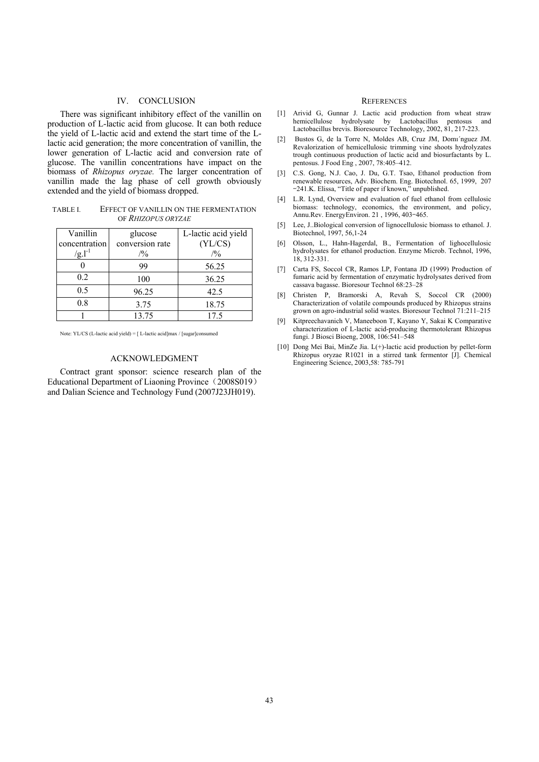## IV. CONCLUSION

There was significant inhibitory effect of the vanillin on production of L-lactic acid from glucose. It can both reduce the yield of L-lactic acid and extend the start time of the L-lactic acid generation; the more concentration of vanillin, the lower generation of L-lactic acid and conversion rate of glucose. The vanillin concentrations have impact on the biomass of *Rhizopus oryzae.* The larger concentration of vanillin made the lag phase of cell growth obviously extended and the yield of biomass dropped.

TABLE I. EFFECT OF VANILLIN ON THE FERMENTATION OF *RHIZOPUS ORYZAE*

| Vanillin concentration /$g.l^{-1}$ | glucose conversion rate /% | L-lactic acid yield (YL/CS) /% |
|---|---|---|
| 0 | 99 | 56.25 |
| 0.2 | 100 | 36.25 |
| 0.5 | 96.25 | 42.5 |
| 0.8 | 3.75 | 18.75 |
| 1 | 13.75 | 17.5 |

Note: YL/CS (L-lactic acid yield) = [ L-lactic acid]max / [sugar]consumed

## ACKNOWLEDGMENT

Contract grant sponsor: science research plan of the Educational Department of Liaoning Province（2008S019） and Dalian Science and Technology Fund (2007J23JH019).

## REFERENCES

[1] Arivid G, Gunnar J. Lactic acid production from wheat straw hemicellulose hydrolysate by Lactobacillus pentosus and Lactobacillus brevis. Bioresource Technology, 2002, 81, 217-223.

[2] Bustos G, de la Torre N, Moldes AB, Cruz JM, Domı´nguez JM. Revalorization of hemicellulosic trimming vine shoots hydrolyzates trough continuous production of lactic acid and biosurfactants by L. pentosus. J Food Eng , 2007, 78:405–412.

[3] C.S. Gong, N.J. Cao, J. Du, G.T. Tsao, Ethanol production from renewable resources, Adv. Biochem. Eng. Biotechnol. 65, 1999, 207 −241.K. Elissa, "Title of paper if known," unpublished.

[4] L.R. Lynd, Overview and evaluation of fuel ethanol from cellulosic biomass: technology, economics, the environment, and policy, Annu.Rev. EnergyEnviron. 21 , 1996, 403−465.

[5] Lee, J..Biological conversion of lignocellulosic biomass to ethanol. J. Biotechnol, 1997, 56,1-24

[6] Olsson, L., Hahn-Hagerdal, B., Fermentation of lighocellulosic hydrolysates for ethanol production. Enzyme Microb. Technol, 1996, 18, 312-331.

[7] Carta FS, Soccol CR, Ramos LP, Fontana JD (1999) Production of fumaric acid by fermentation of enzymatic hydrolysates derived from cassava bagasse. Bioresour Technol 68:23–28

[8] Christen P, Bramorski A, Revah S, Soccol CR (2000) Characterization of volatile compounds produced by Rhizopus strains grown on agro-industrial solid wastes. Bioresour Technol 71:211–215

[9] Kitpreechavanich V, Maneeboon T, Kayano Y, Sakai K Comparative characterization of L-lactic acid-producing thermotolerant Rhizopus fungi. J Biosci Bioeng, 2008, 106:541–548

[10] Dong Mei Bai, MinZe Jia. L(+)-lactic acid production by pellet-form Rhizopus oryzae R1021 in a stirred tank fermentor [J]. Chemical Engineering Science, 2003,58: 785-791